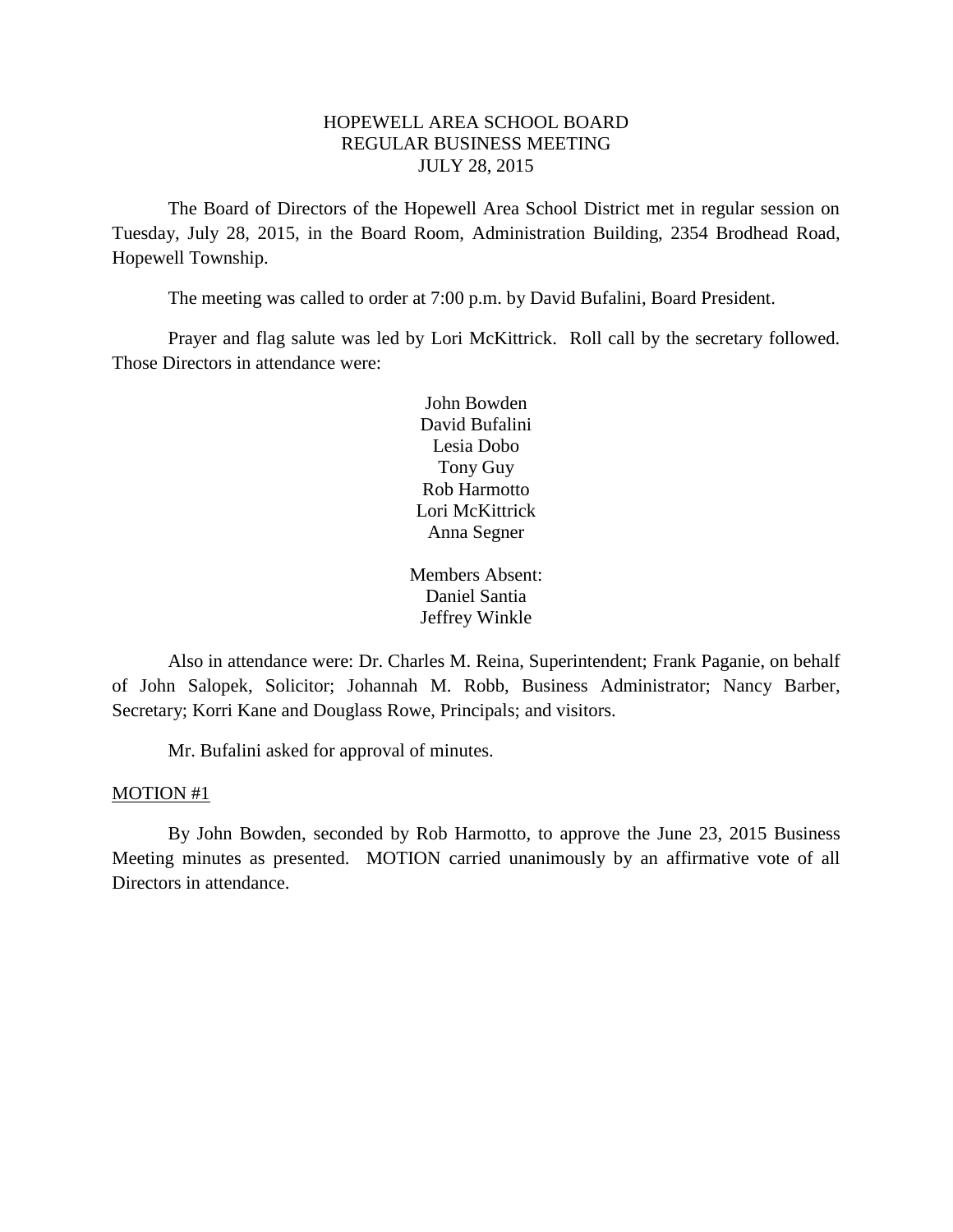# HOPEWELL AREA SCHOOL BOARD
## REGULAR BUSINESS MEETING
## JULY 28, 2015

The Board of Directors of the Hopewell Area School District met in regular session on Tuesday, July 28, 2015, in the Board Room, Administration Building, 2354 Brodhead Road, Hopewell Township.

The meeting was called to order at 7:00 p.m. by David Bufalini, Board President.

Prayer and flag salute was led by Lori McKittrick. Roll call by the secretary followed. Those Directors in attendance were:

John Bowden
David Bufalini
Lesia Dobo
Tony Guy
Rob Harmotto
Lori McKittrick
Anna Segner

Members Absent:
Daniel Santia
Jeffrey Winkle

Also in attendance were: Dr. Charles M. Reina, Superintendent; Frank Paganie, on behalf of John Salopek, Solicitor; Johannah M. Robb, Business Administrator; Nancy Barber, Secretary; Korri Kane and Douglass Rowe, Principals; and visitors.

Mr. Bufalini asked for approval of minutes.

<u>MOTION #1</u>

By John Bowden, seconded by Rob Harmotto, to approve the June 23, 2015 Business Meeting minutes as presented. MOTION carried unanimously by an affirmative vote of all Directors in attendance.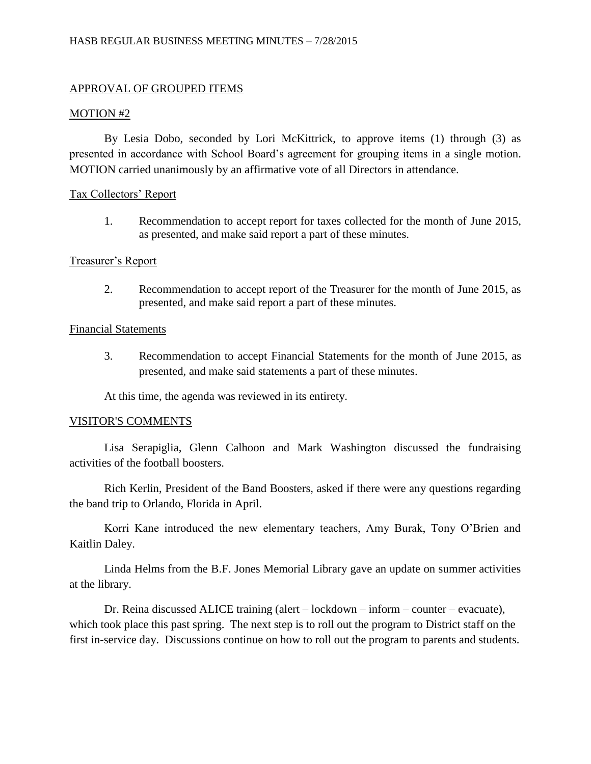APPROVAL OF GROUPED ITEMS

MOTION #2

By Lesia Dobo, seconded by Lori McKittrick, to approve items (1) through (3) as presented in accordance with School Board's agreement for grouping items in a single motion. MOTION carried unanimously by an affirmative vote of all Directors in attendance.

Tax Collectors' Report

1. Recommendation to accept report for taxes collected for the month of June 2015, as presented, and make said report a part of these minutes.

Treasurer's Report

2. Recommendation to accept report of the Treasurer for the month of June 2015, as presented, and make said report a part of these minutes.

Financial Statements

3. Recommendation to accept Financial Statements for the month of June 2015, as presented, and make said statements a part of these minutes.

At this time, the agenda was reviewed in its entirety.

VISITOR'S COMMENTS

Lisa Serapiglia, Glenn Calhoon and Mark Washington discussed the fundraising activities of the football boosters.

Rich Kerlin, President of the Band Boosters, asked if there were any questions regarding the band trip to Orlando, Florida in April.

Korri Kane introduced the new elementary teachers, Amy Burak, Tony O'Brien and Kaitlin Daley.

Linda Helms from the B.F. Jones Memorial Library gave an update on summer activities at the library.

Dr. Reina discussed ALICE training (alert – lockdown – inform – counter – evacuate), which took place this past spring. The next step is to roll out the program to District staff on the first in-service day. Discussions continue on how to roll out the program to parents and students.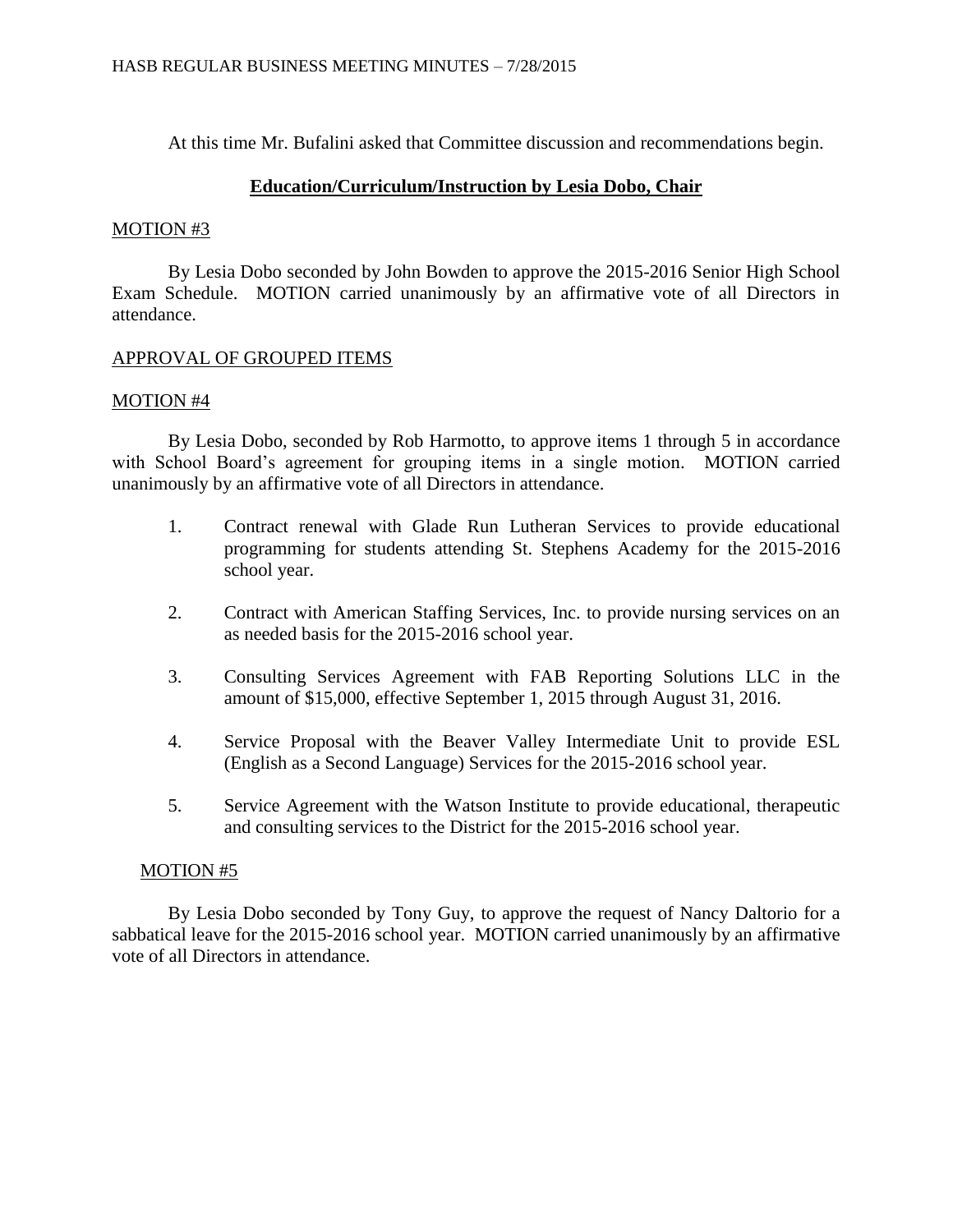At this time Mr. Bufalini asked that Committee discussion and recommendations begin.

## **Education/Curriculum/Instruction by Lesia Dobo, Chair**

MOTION #3

By Lesia Dobo seconded by John Bowden to approve the 2015-2016 Senior High School Exam Schedule. MOTION carried unanimously by an affirmative vote of all Directors in attendance.

APPROVAL OF GROUPED ITEMS

MOTION #4

By Lesia Dobo, seconded by Rob Harmotto, to approve items 1 through 5 in accordance with School Board's agreement for grouping items in a single motion. MOTION carried unanimously by an affirmative vote of all Directors in attendance.

1. Contract renewal with Glade Run Lutheran Services to provide educational programming for students attending St. Stephens Academy for the 2015-2016 school year.

2. Contract with American Staffing Services, Inc. to provide nursing services on an as needed basis for the 2015-2016 school year.

3. Consulting Services Agreement with FAB Reporting Solutions LLC in the amount of $15,000, effective September 1, 2015 through August 31, 2016.

4. Service Proposal with the Beaver Valley Intermediate Unit to provide ESL (English as a Second Language) Services for the 2015-2016 school year.

5. Service Agreement with the Watson Institute to provide educational, therapeutic and consulting services to the District for the 2015-2016 school year.

MOTION #5

By Lesia Dobo seconded by Tony Guy, to approve the request of Nancy Daltorio for a sabbatical leave for the 2015-2016 school year. MOTION carried unanimously by an affirmative vote of all Directors in attendance.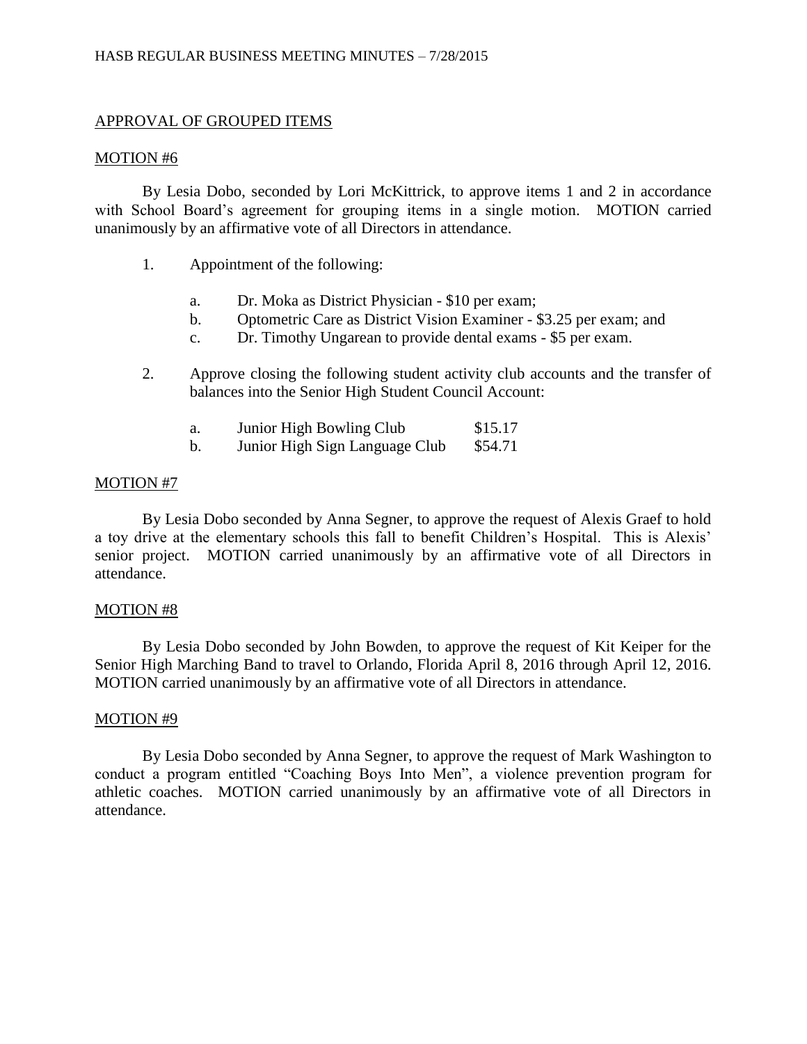APPROVAL OF GROUPED ITEMS

MOTION #6

By Lesia Dobo, seconded by Lori McKittrick, to approve items 1 and 2 in accordance with School Board's agreement for grouping items in a single motion. MOTION carried unanimously by an affirmative vote of all Directors in attendance.

1. Appointment of the following:

   a. Dr. Moka as District Physician - $10 per exam;
   b. Optometric Care as District Vision Examiner - $3.25 per exam; and
   c. Dr. Timothy Ungarean to provide dental exams - $5 per exam.

2. Approve closing the following student activity club accounts and the transfer of balances into the Senior High Student Council Account:

   a. Junior High Bowling Club $15.17
   b. Junior High Sign Language Club $54.71

MOTION #7

By Lesia Dobo seconded by Anna Segner, to approve the request of Alexis Graef to hold a toy drive at the elementary schools this fall to benefit Children's Hospital. This is Alexis' senior project. MOTION carried unanimously by an affirmative vote of all Directors in attendance.

MOTION #8

By Lesia Dobo seconded by John Bowden, to approve the request of Kit Keiper for the Senior High Marching Band to travel to Orlando, Florida April 8, 2016 through April 12, 2016. MOTION carried unanimously by an affirmative vote of all Directors in attendance.

MOTION #9

By Lesia Dobo seconded by Anna Segner, to approve the request of Mark Washington to conduct a program entitled "Coaching Boys Into Men", a violence prevention program for athletic coaches. MOTION carried unanimously by an affirmative vote of all Directors in attendance.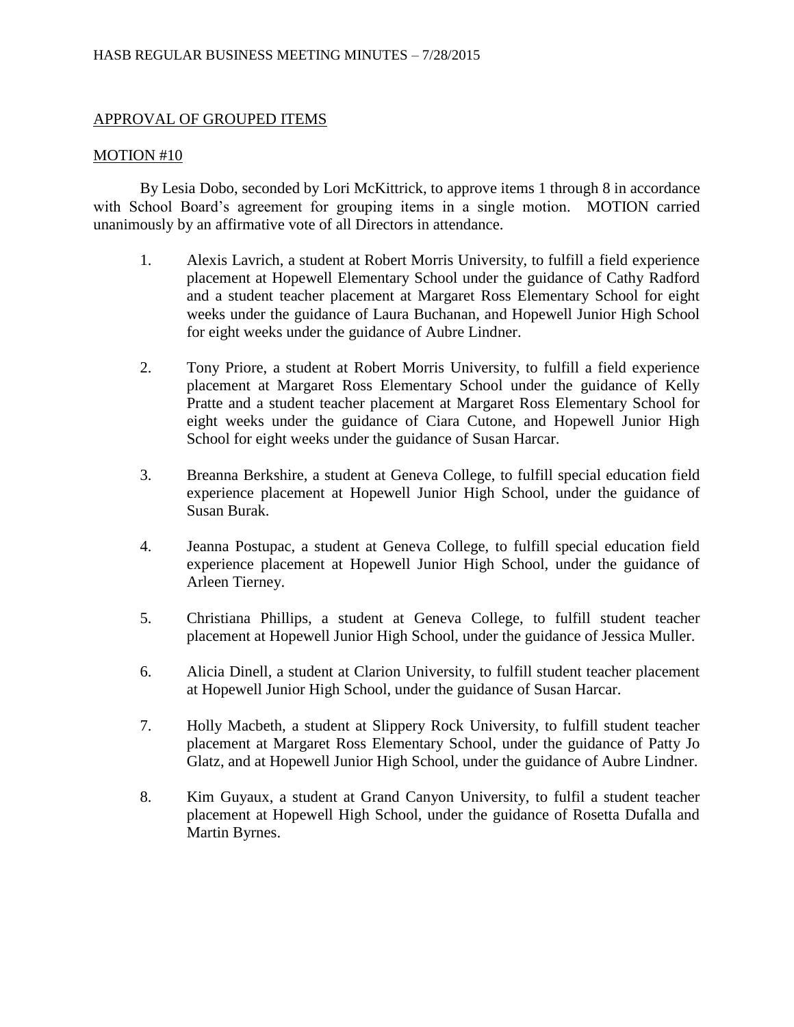APPROVAL OF GROUPED ITEMS

MOTION #10

By Lesia Dobo, seconded by Lori McKittrick, to approve items 1 through 8 in accordance with School Board's agreement for grouping items in a single motion. MOTION carried unanimously by an affirmative vote of all Directors in attendance.

1. Alexis Lavrich, a student at Robert Morris University, to fulfill a field experience placement at Hopewell Elementary School under the guidance of Cathy Radford and a student teacher placement at Margaret Ross Elementary School for eight weeks under the guidance of Laura Buchanan, and Hopewell Junior High School for eight weeks under the guidance of Aubre Lindner.

2. Tony Priore, a student at Robert Morris University, to fulfill a field experience placement at Margaret Ross Elementary School under the guidance of Kelly Pratte and a student teacher placement at Margaret Ross Elementary School for eight weeks under the guidance of Ciara Cutone, and Hopewell Junior High School for eight weeks under the guidance of Susan Harcar.

3. Breanna Berkshire, a student at Geneva College, to fulfill special education field experience placement at Hopewell Junior High School, under the guidance of Susan Burak.

4. Jeanna Postupac, a student at Geneva College, to fulfill special education field experience placement at Hopewell Junior High School, under the guidance of Arleen Tierney.

5. Christiana Phillips, a student at Geneva College, to fulfill student teacher placement at Hopewell Junior High School, under the guidance of Jessica Muller.

6. Alicia Dinell, a student at Clarion University, to fulfill student teacher placement at Hopewell Junior High School, under the guidance of Susan Harcar.

7. Holly Macbeth, a student at Slippery Rock University, to fulfill student teacher placement at Margaret Ross Elementary School, under the guidance of Patty Jo Glatz, and at Hopewell Junior High School, under the guidance of Aubre Lindner.

8. Kim Guyaux, a student at Grand Canyon University, to fulfil a student teacher placement at Hopewell High School, under the guidance of Rosetta Dufalla and Martin Byrnes.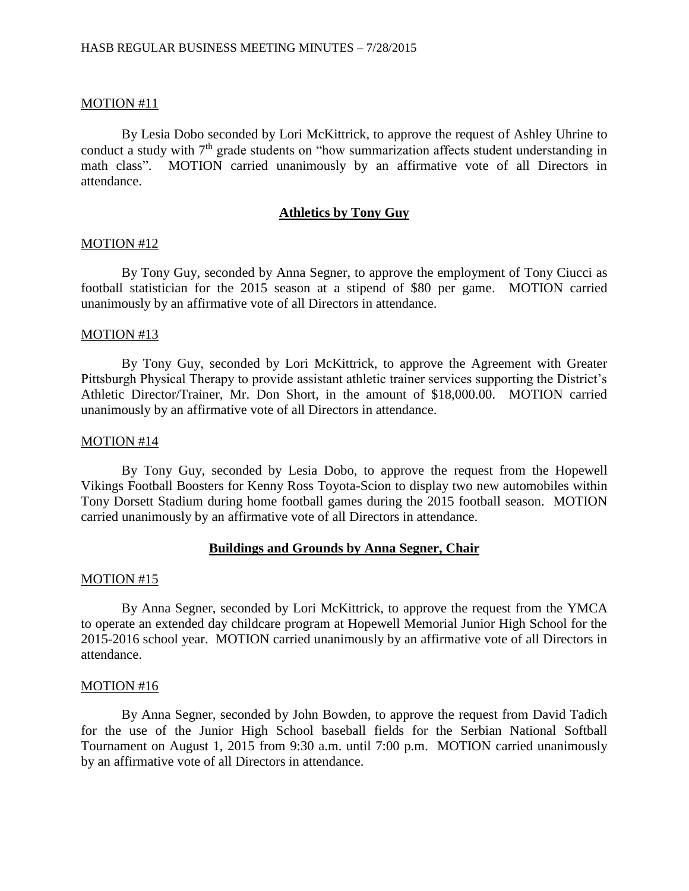MOTION #11

By Lesia Dobo seconded by Lori McKittrick, to approve the request of Ashley Uhrine to conduct a study with 7th grade students on "how summarization affects student understanding in math class". MOTION carried unanimously by an affirmative vote of all Directors in attendance.

**Athletics by Tony Guy**

MOTION #12

By Tony Guy, seconded by Anna Segner, to approve the employment of Tony Ciucci as football statistician for the 2015 season at a stipend of $80 per game. MOTION carried unanimously by an affirmative vote of all Directors in attendance.

MOTION #13

By Tony Guy, seconded by Lori McKittrick, to approve the Agreement with Greater Pittsburgh Physical Therapy to provide assistant athletic trainer services supporting the District's Athletic Director/Trainer, Mr. Don Short, in the amount of $18,000.00. MOTION carried unanimously by an affirmative vote of all Directors in attendance.

MOTION #14

By Tony Guy, seconded by Lesia Dobo, to approve the request from the Hopewell Vikings Football Boosters for Kenny Ross Toyota-Scion to display two new automobiles within Tony Dorsett Stadium during home football games during the 2015 football season. MOTION carried unanimously by an affirmative vote of all Directors in attendance.

**Buildings and Grounds by Anna Segner, Chair**

MOTION #15

By Anna Segner, seconded by Lori McKittrick, to approve the request from the YMCA to operate an extended day childcare program at Hopewell Memorial Junior High School for the 2015-2016 school year. MOTION carried unanimously by an affirmative vote of all Directors in attendance.

MOTION #16

By Anna Segner, seconded by John Bowden, to approve the request from David Tadich for the use of the Junior High School baseball fields for the Serbian National Softball Tournament on August 1, 2015 from 9:30 a.m. until 7:00 p.m. MOTION carried unanimously by an affirmative vote of all Directors in attendance.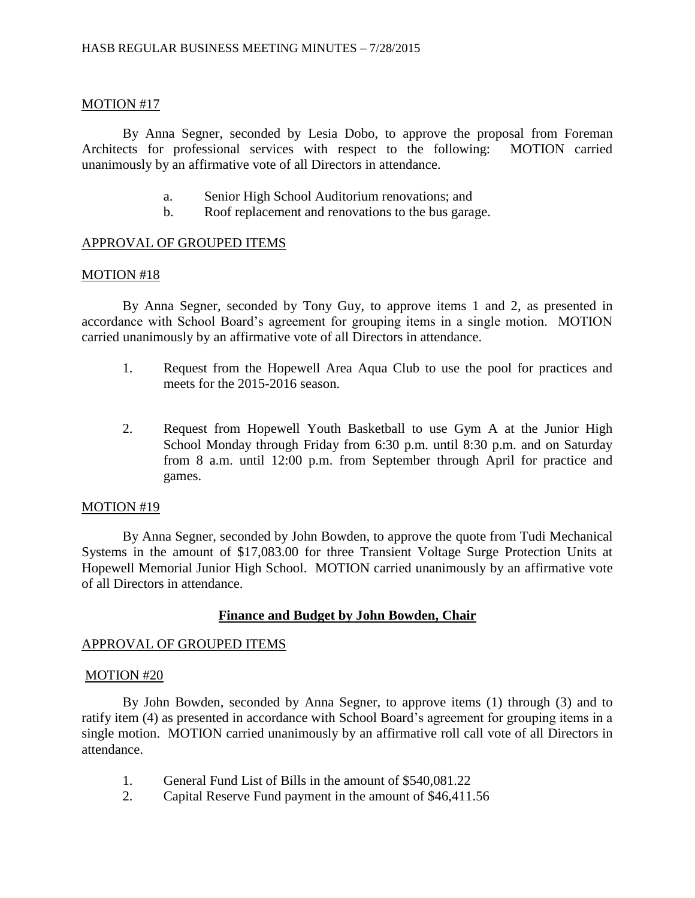MOTION #17

By Anna Segner, seconded by Lesia Dobo, to approve the proposal from Foreman Architects for professional services with respect to the following: MOTION carried unanimously by an affirmative vote of all Directors in attendance.

a. Senior High School Auditorium renovations; and
b. Roof replacement and renovations to the bus garage.

APPROVAL OF GROUPED ITEMS

MOTION #18

By Anna Segner, seconded by Tony Guy, to approve items 1 and 2, as presented in accordance with School Board's agreement for grouping items in a single motion. MOTION carried unanimously by an affirmative vote of all Directors in attendance.

1. Request from the Hopewell Area Aqua Club to use the pool for practices and meets for the 2015-2016 season.

2. Request from Hopewell Youth Basketball to use Gym A at the Junior High School Monday through Friday from 6:30 p.m. until 8:30 p.m. and on Saturday from 8 a.m. until 12:00 p.m. from September through April for practice and games.

MOTION #19

By Anna Segner, seconded by John Bowden, to approve the quote from Tudi Mechanical Systems in the amount of $17,083.00 for three Transient Voltage Surge Protection Units at Hopewell Memorial Junior High School. MOTION carried unanimously by an affirmative vote of all Directors in attendance.

## Finance and Budget by John Bowden, Chair

APPROVAL OF GROUPED ITEMS

MOTION #20

By John Bowden, seconded by Anna Segner, to approve items (1) through (3) and to ratify item (4) as presented in accordance with School Board's agreement for grouping items in a single motion. MOTION carried unanimously by an affirmative roll call vote of all Directors in attendance.

1. General Fund List of Bills in the amount of $540,081.22
2. Capital Reserve Fund payment in the amount of $46,411.56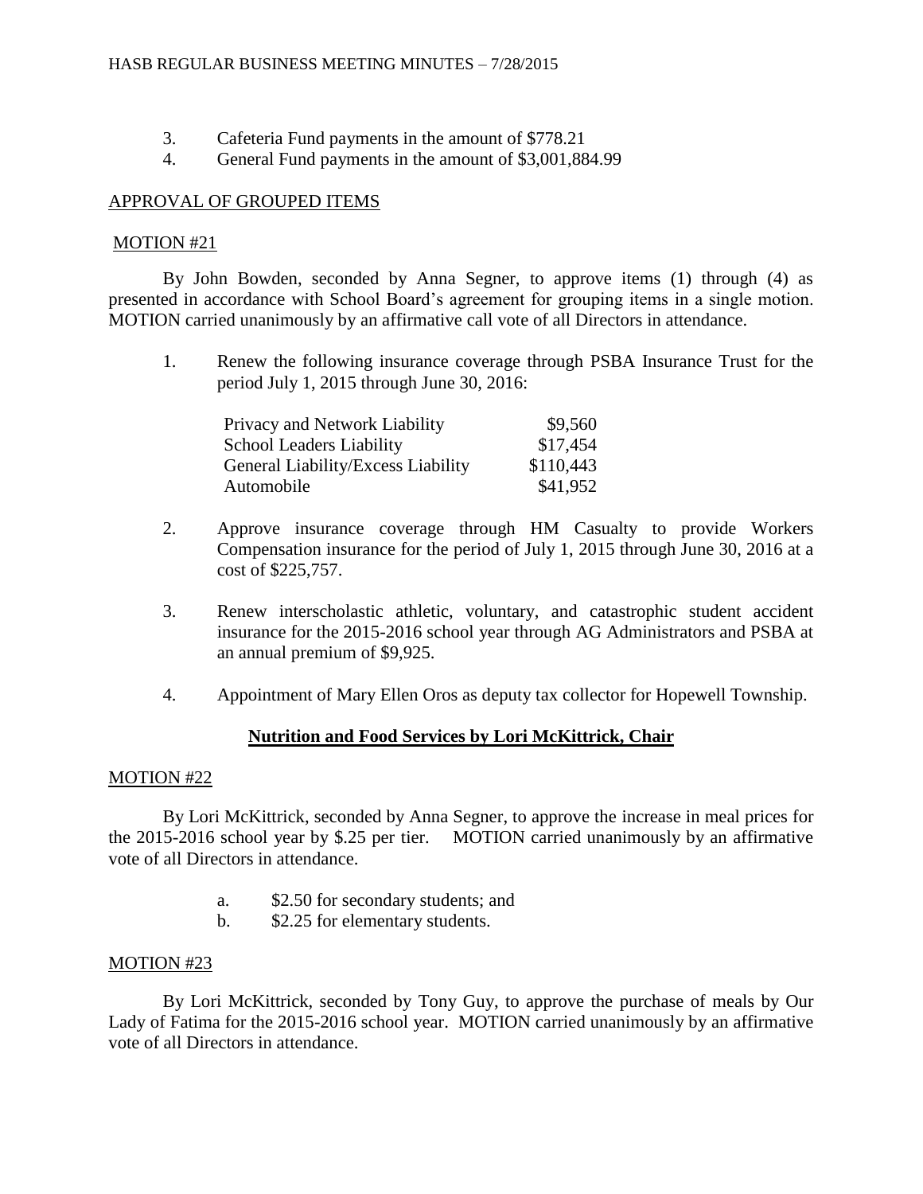3. Cafeteria Fund payments in the amount of $778.21
4. General Fund payments in the amount of $3,001,884.99

APPROVAL OF GROUPED ITEMS

MOTION #21

By John Bowden, seconded by Anna Segner, to approve items (1) through (4) as presented in accordance with School Board's agreement for grouping items in a single motion. MOTION carried unanimously by an affirmative call vote of all Directors in attendance.

1. Renew the following insurance coverage through PSBA Insurance Trust for the period July 1, 2015 through June 30, 2016:

| | |
|---|---|
| Privacy and Network Liability | $9,560 |
| School Leaders Liability | $17,454 |
| General Liability/Excess Liability | $110,443 |
| Automobile | $41,952 |

2. Approve insurance coverage through HM Casualty to provide Workers Compensation insurance for the period of July 1, 2015 through June 30, 2016 at a cost of $225,757.

3. Renew interscholastic athletic, voluntary, and catastrophic student accident insurance for the 2015-2016 school year through AG Administrators and PSBA at an annual premium of $9,925.

4. Appointment of Mary Ellen Oros as deputy tax collector for Hopewell Township.

## Nutrition and Food Services by Lori McKittrick, Chair

MOTION #22

By Lori McKittrick, seconded by Anna Segner, to approve the increase in meal prices for the 2015-2016 school year by $.25 per tier. MOTION carried unanimously by an affirmative vote of all Directors in attendance.

a. $2.50 for secondary students; and
b. $2.25 for elementary students.

MOTION #23

By Lori McKittrick, seconded by Tony Guy, to approve the purchase of meals by Our Lady of Fatima for the 2015-2016 school year. MOTION carried unanimously by an affirmative vote of all Directors in attendance.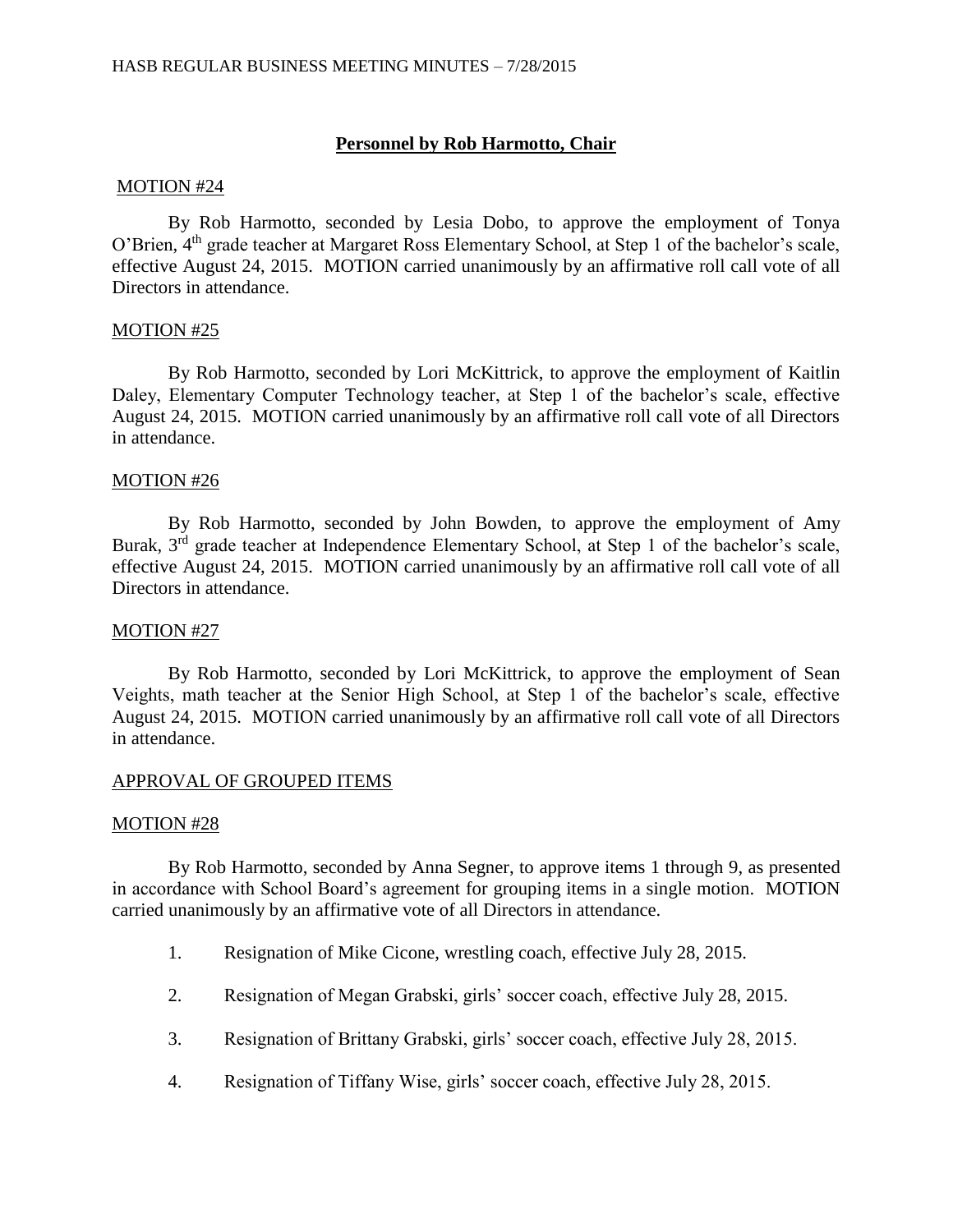## **Personnel by Rob Harmotto, Chair**

MOTION #24

By Rob Harmotto, seconded by Lesia Dobo, to approve the employment of Tonya O'Brien, 4th grade teacher at Margaret Ross Elementary School, at Step 1 of the bachelor's scale, effective August 24, 2015. MOTION carried unanimously by an affirmative roll call vote of all Directors in attendance.

MOTION #25

By Rob Harmotto, seconded by Lori McKittrick, to approve the employment of Kaitlin Daley, Elementary Computer Technology teacher, at Step 1 of the bachelor's scale, effective August 24, 2015. MOTION carried unanimously by an affirmative roll call vote of all Directors in attendance.

MOTION #26

By Rob Harmotto, seconded by John Bowden, to approve the employment of Amy Burak, 3rd grade teacher at Independence Elementary School, at Step 1 of the bachelor's scale, effective August 24, 2015. MOTION carried unanimously by an affirmative roll call vote of all Directors in attendance.

MOTION #27

By Rob Harmotto, seconded by Lori McKittrick, to approve the employment of Sean Veights, math teacher at the Senior High School, at Step 1 of the bachelor's scale, effective August 24, 2015. MOTION carried unanimously by an affirmative roll call vote of all Directors in attendance.

APPROVAL OF GROUPED ITEMS

MOTION #28

By Rob Harmotto, seconded by Anna Segner, to approve items 1 through 9, as presented in accordance with School Board's agreement for grouping items in a single motion. MOTION carried unanimously by an affirmative vote of all Directors in attendance.

1. Resignation of Mike Cicone, wrestling coach, effective July 28, 2015.
2. Resignation of Megan Grabski, girls' soccer coach, effective July 28, 2015.
3. Resignation of Brittany Grabski, girls' soccer coach, effective July 28, 2015.
4. Resignation of Tiffany Wise, girls' soccer coach, effective July 28, 2015.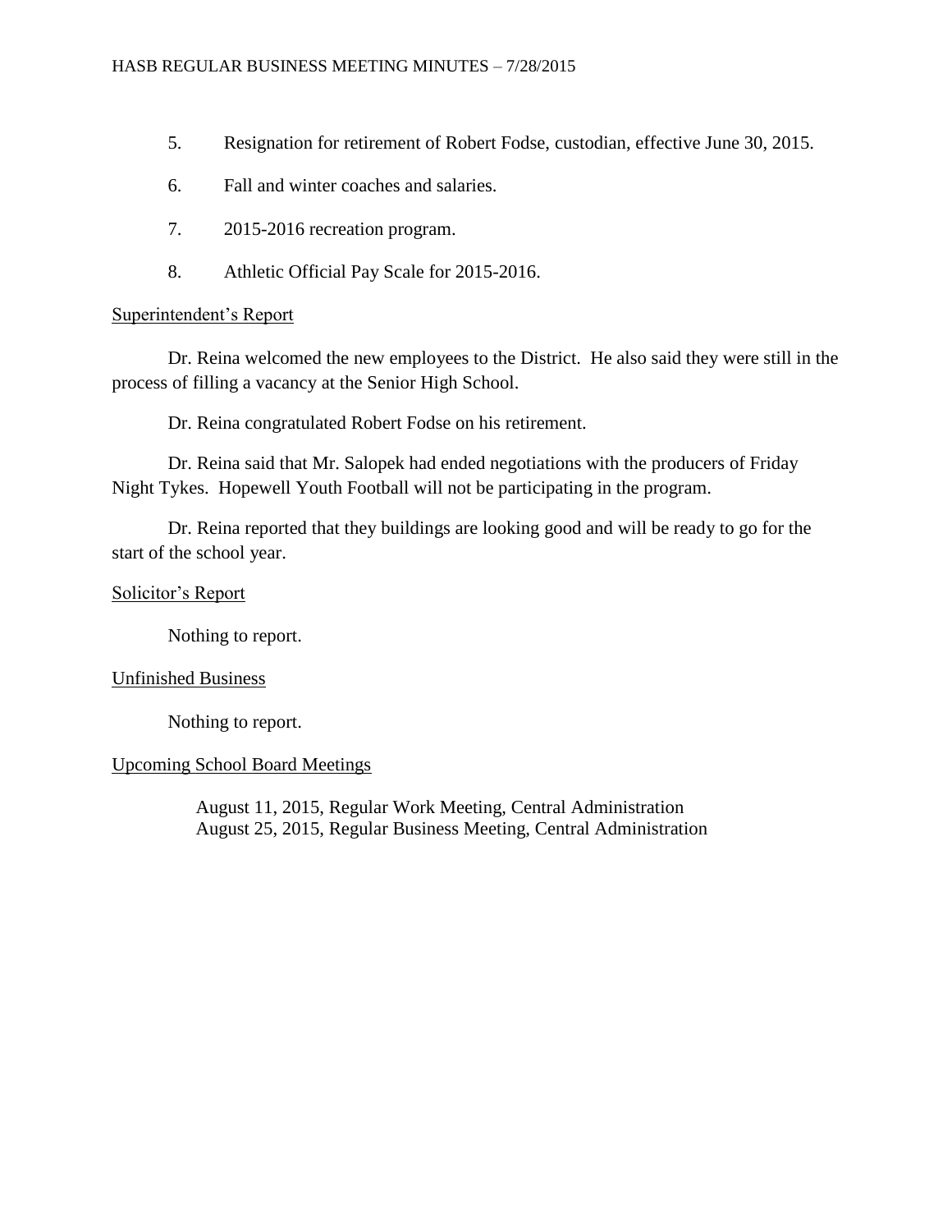5. Resignation for retirement of Robert Fodse, custodian, effective June 30, 2015.

6. Fall and winter coaches and salaries.

7. 2015-2016 recreation program.

8. Athletic Official Pay Scale for 2015-2016.

Superintendent's Report

Dr. Reina welcomed the new employees to the District. He also said they were still in the process of filling a vacancy at the Senior High School.

Dr. Reina congratulated Robert Fodse on his retirement.

Dr. Reina said that Mr. Salopek had ended negotiations with the producers of Friday Night Tykes. Hopewell Youth Football will not be participating in the program.

Dr. Reina reported that they buildings are looking good and will be ready to go for the start of the school year.

Solicitor's Report

Nothing to report.

Unfinished Business

Nothing to report.

Upcoming School Board Meetings

August 11, 2015, Regular Work Meeting, Central Administration
August 25, 2015, Regular Business Meeting, Central Administration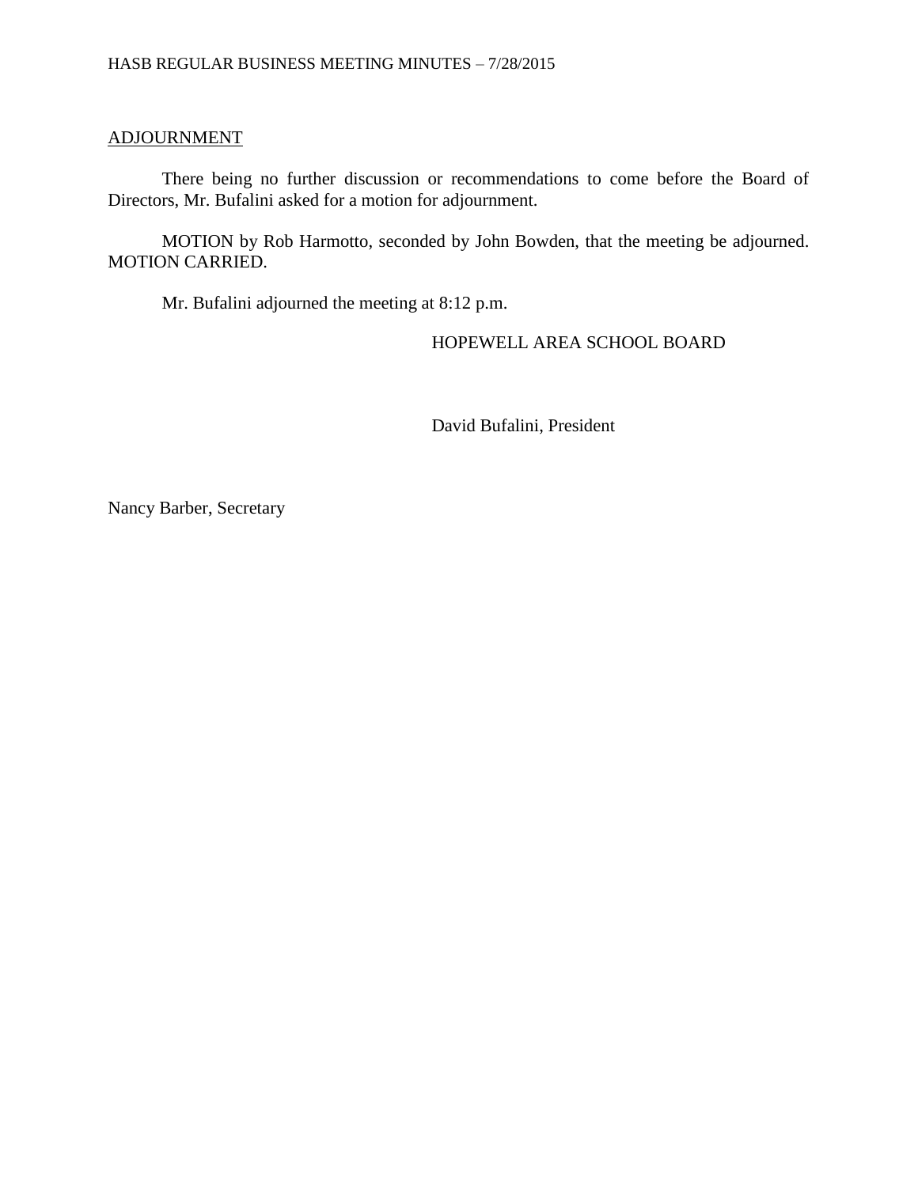## ADJOURNMENT

There being no further discussion or recommendations to come before the Board of Directors, Mr. Bufalini asked for a motion for adjournment.

MOTION by Rob Harmotto, seconded by John Bowden, that the meeting be adjourned. MOTION CARRIED.

Mr. Bufalini adjourned the meeting at 8:12 p.m.

HOPEWELL AREA SCHOOL BOARD

David Bufalini, President

Nancy Barber, Secretary